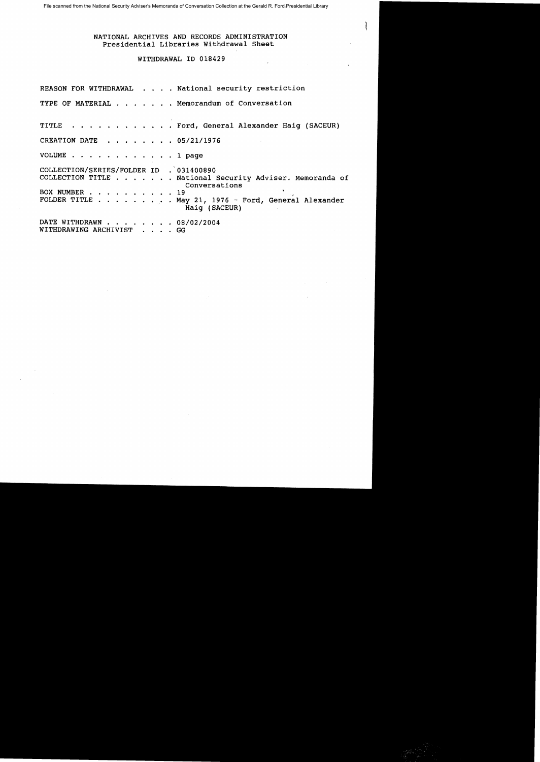File scanned from the National Security Adviser's Memoranda of Conversation Collection at the Gerald R. Ford Presidential Library

# NATIONAL ARCHIVES AND RECORDS ADMINISTRATION
## Presidential Libraries Withdrawal Sheet

WITHDRAWAL ID 018429

REASON FOR WITHDRAWAL . . . . National security restriction

TYPE OF MATERIAL . . . . . . . Memorandum of Conversation

TITLE . . . . . . . . . . . . Ford, General Alexander Haig (SACEUR)

CREATION DATE . . . . . . . . 05/21/1976

VOLUME . . . . . . . . . . . . 1 page

COLLECTION/SERIES/FOLDER ID . 031400890
COLLECTION TITLE . . . . . . . National Security Adviser. Memoranda of Conversations
BOX NUMBER . . . . . . . . . . 19
FOLDER TITLE . . . . . . . . . May 21, 1976 - Ford, General Alexander Haig (SACEUR)

DATE WITHDRAWN . . . . . . . . 08/02/2004
WITHDRAWING ARCHIVIST . . . . GG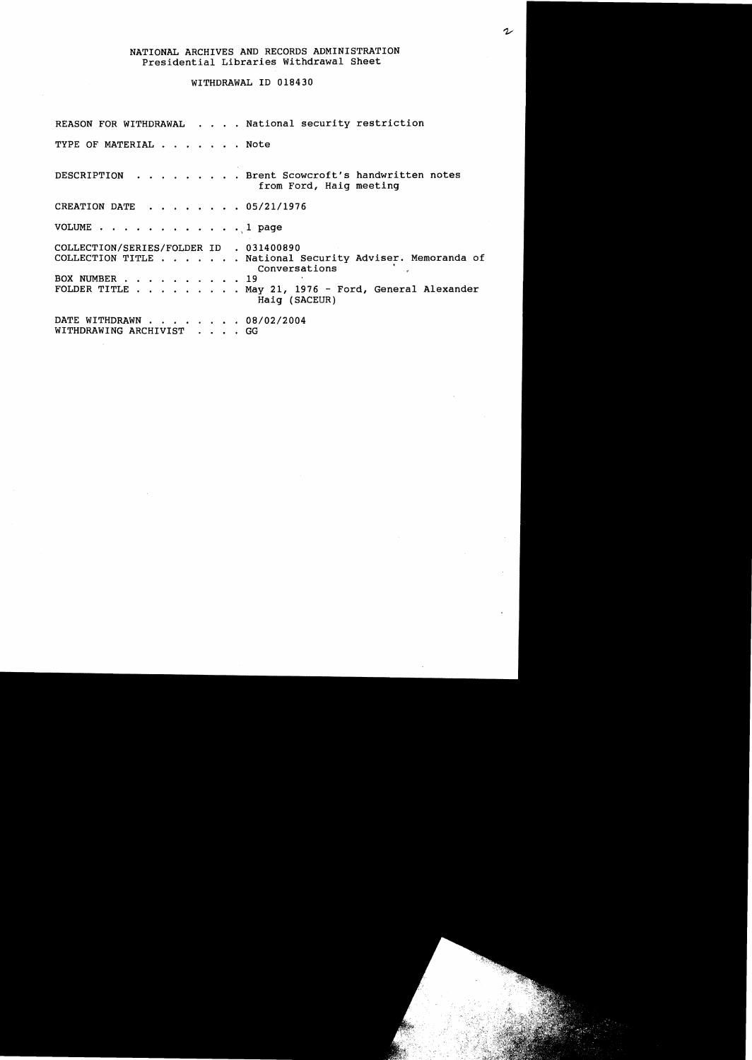NATIONAL ARCHIVES AND RECORDS ADMINISTRATION
Presidential Libraries Withdrawal Sheet

WITHDRAWAL ID 018430

REASON FOR WITHDRAWAL . . . . National security restriction

TYPE OF MATERIAL . . . . . . . Note

DESCRIPTION . . . . . . . . . Brent Scowcroft's handwritten notes from Ford, Haig meeting

CREATION DATE . . . . . . . . 05/21/1976

VOLUME . . . . . . . . . . . . 1 page

COLLECTION/SERIES/FOLDER ID . 031400890
COLLECTION TITLE . . . . . . . National Security Adviser. Memoranda of Conversations
BOX NUMBER . . . . . . . . . . 19
FOLDER TITLE . . . . . . . . . May 21, 1976 - Ford, General Alexander Haig (SACEUR)

DATE WITHDRAWN . . . . . . . . 08/02/2004
WITHDRAWING ARCHIVIST . . . . GG